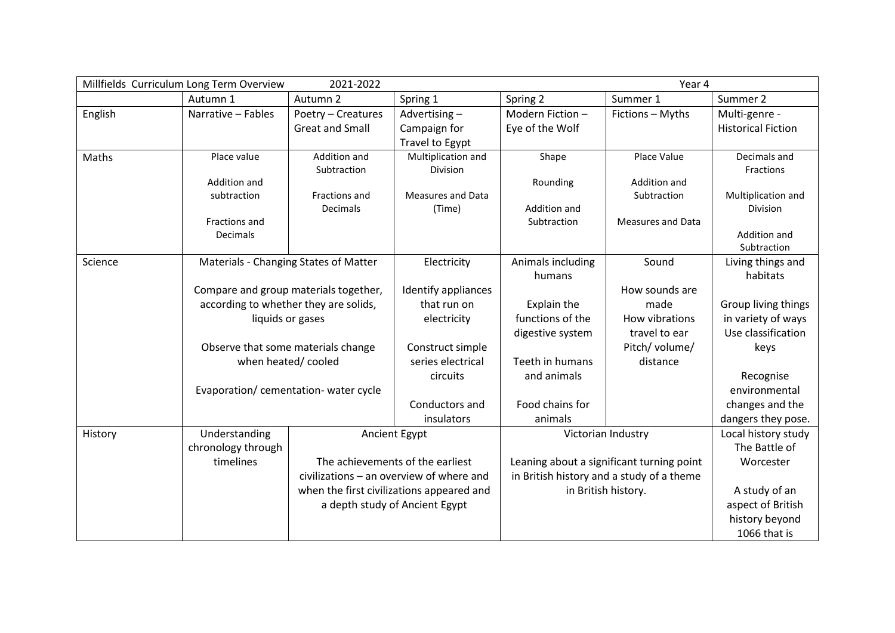| Millfields Curriculum Long Term Overview | 2021-2022 | | | | Year 4 | |
|---|---|---|---|---|---|---|
| | Autumn 1 | Autumn 2 | Spring 1 | Spring 2 | Summer 1 | Summer 2 |
| English | Narrative – Fables | Poetry – Creatures Great and Small | Advertising – Campaign for Travel to Egypt | Modern Fiction – Eye of the Wolf | Fictions – Myths | Multi-genre - Historical Fiction |
| Maths | Place value<br><br>Addition and subtraction<br><br>Fractions and Decimals | Addition and Subtraction<br><br>Fractions and Decimals | Multiplication and Division<br><br>Measures and Data (Time) | Shape<br><br>Rounding<br><br>Addition and Subtraction | Place Value<br><br>Addition and Subtraction<br><br>Measures and Data | Decimals and Fractions<br><br>Multiplication and Division<br><br>Addition and Subtraction |
| Science | Materials - Changing States of Matter<br><br>Compare and group materials together, according to whether they are solids, liquids or gases<br><br>Observe that some materials change when heated/ cooled<br><br>Evaporation/ cementation- water cycle | | Electricity<br><br>Identify appliances that run on electricity<br><br>Construct simple series electrical circuits<br><br>Conductors and insulators | Animals including humans<br><br>Explain the functions of the digestive system<br><br>Teeth in humans and animals<br><br>Food chains for animals | Sound<br><br>How sounds are made<br>How vibrations travel to ear<br>Pitch/ volume/ distance | Living things and habitats<br><br>Group living things in variety of ways<br>Use classification keys<br><br>Recognise environmental changes and the dangers they pose. |
| History | Understanding chronology through timelines | Ancient Egypt<br><br>The achievements of the earliest civilizations – an overview of where and when the first civilizations appeared and a depth study of Ancient Egypt | | Victorian Industry<br><br>Leaning about a significant turning point in British history and a study of a theme in British history. | | Local history study The Battle of Worcester<br><br>A study of an aspect of British history beyond 1066 that is |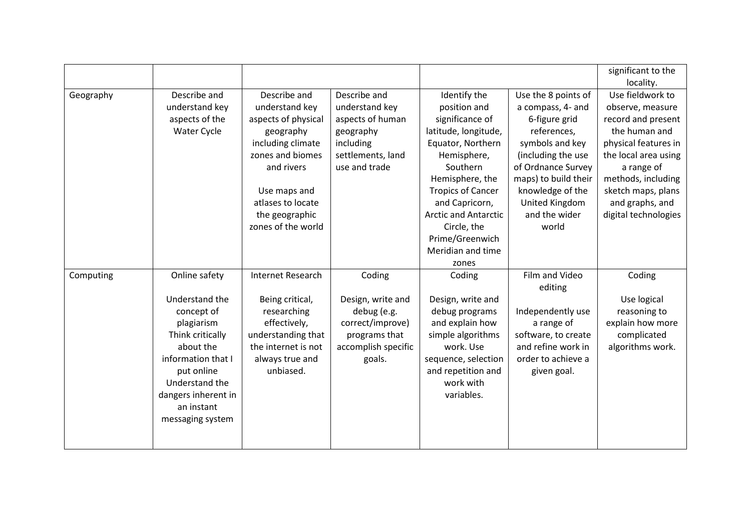| | | | | | | |
|---|---|---|---|---|---|---|
| | | | | | | significant to the locality. |
| Geography | Describe and understand key aspects of the Water Cycle | Describe and understand key aspects of physical geography including climate zones and biomes and rivers<br><br>Use maps and atlases to locate the geographic zones of the world | Describe and understand key aspects of human geography including settlements, land use and trade | Identify the position and significance of latitude, longitude, Equator, Northern Hemisphere, Southern Hemisphere, the Tropics of Cancer and Capricorn, Arctic and Antarctic Circle, the Prime/Greenwich Meridian and time zones | Use the 8 points of a compass, 4- and 6-figure grid references, symbols and key (including the use of Ordnance Survey maps) to build their knowledge of the United Kingdom and the wider world | Use fieldwork to observe, measure record and present the human and physical features in the local area using a range of methods, including sketch maps, plans and graphs, and digital technologies |
| Computing | Online safety<br><br>Understand the concept of plagiarism<br>Think critically about the information that I put online<br>Understand the dangers inherent in an instant messaging system | Internet Research<br><br>Being critical, researching effectively, understanding that the internet is not always true and unbiased. | Coding<br><br>Design, write and debug (e.g. correct/improve) programs that accomplish specific goals. | Coding<br><br>Design, write and debug programs and explain how simple algorithms work. Use sequence, selection and repetition and work with variables. | Film and Video editing<br><br>Independently use a range of software, to create and refine work in order to achieve a given goal. | Coding<br><br>Use logical reasoning to explain how more complicated algorithms work. |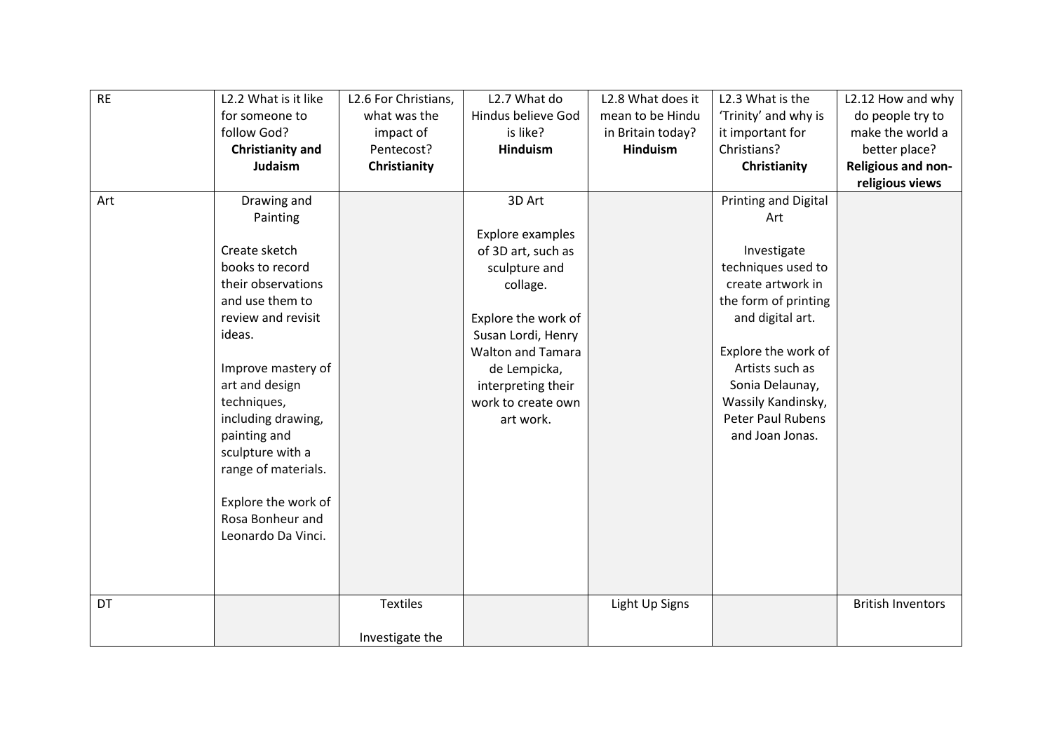| RE | L2.2 What is it like for someone to follow God? **Christianity and Judaism** | L2.6 For Christians, what was the impact of Pentecost? **Christianity** | L2.7 What do Hindus believe God is like? **Hinduism** | L2.8 What does it mean to be Hindu in Britain today? **Hinduism** | L2.3 What is the 'Trinity' and why is it important for Christians? **Christianity** | L2.12 How and why do people try to make the world a better place? **Religious and non-religious views** |
|---|---|---|---|---|---|---|
| Art | Drawing and Painting<br><br>Create sketch books to record their observations and use them to review and revisit ideas.<br><br>Improve mastery of art and design techniques, including drawing, painting and sculpture with a range of materials.<br><br>Explore the work of Rosa Bonheur and Leonardo Da Vinci. | | 3D Art<br><br>Explore examples of 3D art, such as sculpture and collage.<br><br>Explore the work of Susan Lordi, Henry Walton and Tamara de Lempicka, interpreting their work to create own art work. | | Printing and Digital Art<br><br>Investigate techniques used to create artwork in the form of printing and digital art.<br><br>Explore the work of Artists such as Sonia Delaunay, Wassily Kandinsky, Peter Paul Rubens and Joan Jonas. | |
| DT | | Textiles<br><br>Investigate the | | Light Up Signs | | British Inventors |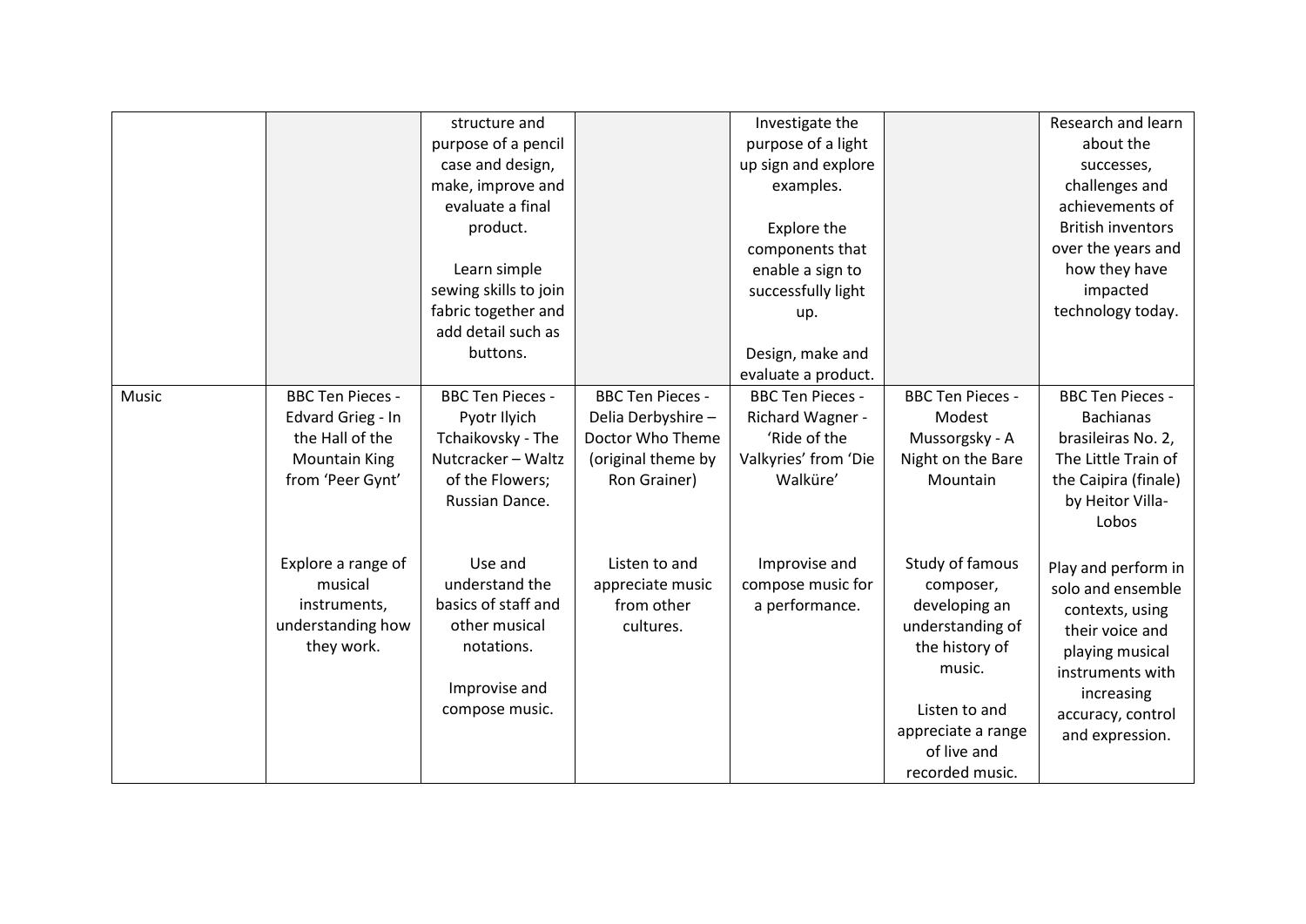| | | | | | | |
|---|---|---|---|---|---|---|
| | | structure and purpose of a pencil case and design, make, improve and evaluate a final product.<br><br>Learn simple sewing skills to join fabric together and add detail such as buttons. | | Investigate the purpose of a light up sign and explore examples.<br><br>Explore the components that enable a sign to successfully light up.<br><br>Design, make and evaluate a product. | | Research and learn about the successes, challenges and achievements of British inventors over the years and how they have impacted technology today. |
| Music | BBC Ten Pieces - Edvard Grieg - In the Hall of the Mountain King from 'Peer Gynt'<br><br>Explore a range of musical instruments, understanding how they work. | BBC Ten Pieces - Pyotr Ilyich Tchaikovsky - The Nutcracker – Waltz of the Flowers; Russian Dance.<br><br>Use and understand the basics of staff and other musical notations.<br><br>Improvise and compose music. | BBC Ten Pieces - Delia Derbyshire – Doctor Who Theme (original theme by Ron Grainer)<br><br>Listen to and appreciate music from other cultures. | BBC Ten Pieces - Richard Wagner - 'Ride of the Valkyries' from 'Die Walküre'<br><br>Improvise and compose music for a performance. | BBC Ten Pieces - Modest Mussorgsky - A Night on the Bare Mountain<br><br>Study of famous composer, developing an understanding of the history of music.<br><br>Listen to and appreciate a range of live and recorded music. | BBC Ten Pieces - Bachianas brasileiras No. 2, The Little Train of the Caipira (finale) by Heitor Villa-Lobos<br><br>Play and perform in solo and ensemble contexts, using their voice and playing musical instruments with increasing accuracy, control and expression. |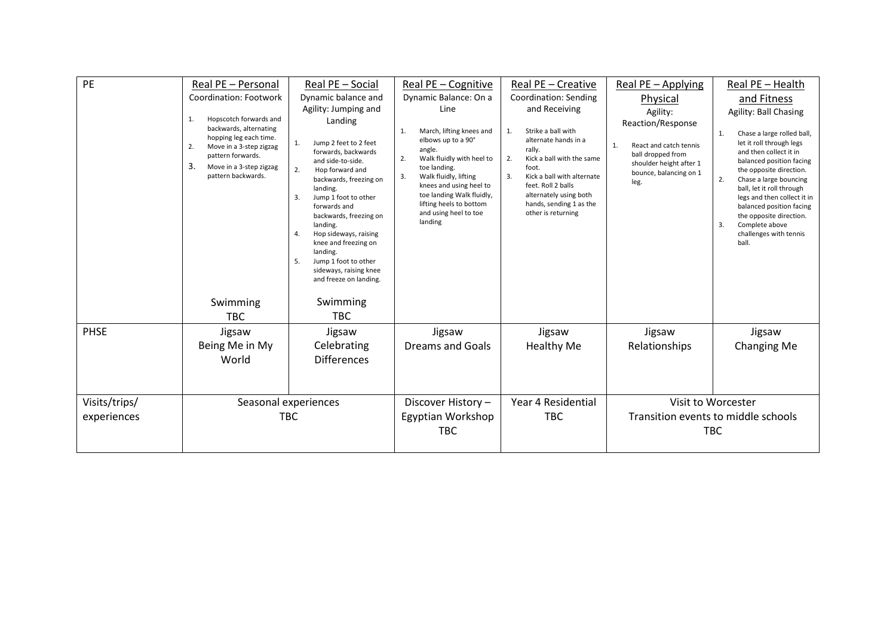| | | | | | | |
|---|---|---|---|---|---|---|
| PE | Real PE – Personal<br>Coordination: Footwork<br>1. Hopscotch forwards and backwards, alternating hopping leg each time.<br>2. Move in a 3-step zigzag pattern forwards.<br>3. Move in a 3-step zigzag pattern backwards.<br><br>Swimming<br>TBC | Real PE – Social<br>Dynamic balance and Agility: Jumping and Landing<br>1. Jump 2 feet to 2 feet forwards, backwards and side-to-side.<br>2. Hop forward and backwards, freezing on landing.<br>3. Jump 1 foot to other forwards and backwards, freezing on landing.<br>4. Hop sideways, raising knee and freezing on landing.<br>5. Jump 1 foot to other sideways, raising knee and freeze on landing.<br><br>Swimming<br>TBC | Real PE – Cognitive<br>Dynamic Balance: On a Line<br>1. March, lifting knees and elbows up to a 90° angle.<br>2. Walk fluidly with heel to toe landing.<br>3. Walk fluidly, lifting knees and using heel to toe landing Walk fluidly, lifting heels to bottom and using heel to toe landing | Real PE – Creative<br>Coordination: Sending and Receiving<br>1. Strike a ball with alternate hands in a rally.<br>2. Kick a ball with the same foot.<br>3. Kick a ball with alternate feet. Roll 2 balls alternately using both hands, sending 1 as the other is returning | Real PE – Applying Physical<br>Agility: Reaction/Response<br>1. React and catch tennis ball dropped from shoulder height after 1 bounce, balancing on 1 leg. | Real PE – Health and Fitness<br>Agility: Ball Chasing<br>1. Chase a large rolled ball, let it roll through legs and then collect it in balanced position facing the opposite direction.<br>2. Chase a large bouncing ball, let it roll through legs and then collect it in balanced position facing the opposite direction.<br>3. Complete above challenges with tennis ball. |
| PHSE | Jigsaw<br>Being Me in My World | Jigsaw<br>Celebrating Differences | Jigsaw<br>Dreams and Goals | Jigsaw<br>Healthy Me | Jigsaw<br>Relationships | Jigsaw<br>Changing Me |
| Visits/trips/ experiences | Seasonal experiences<br>TBC | | Discover History – Egyptian Workshop<br>TBC | Year 4 Residential<br>TBC | Visit to Worcester<br>Transition events to middle schools<br>TBC | |